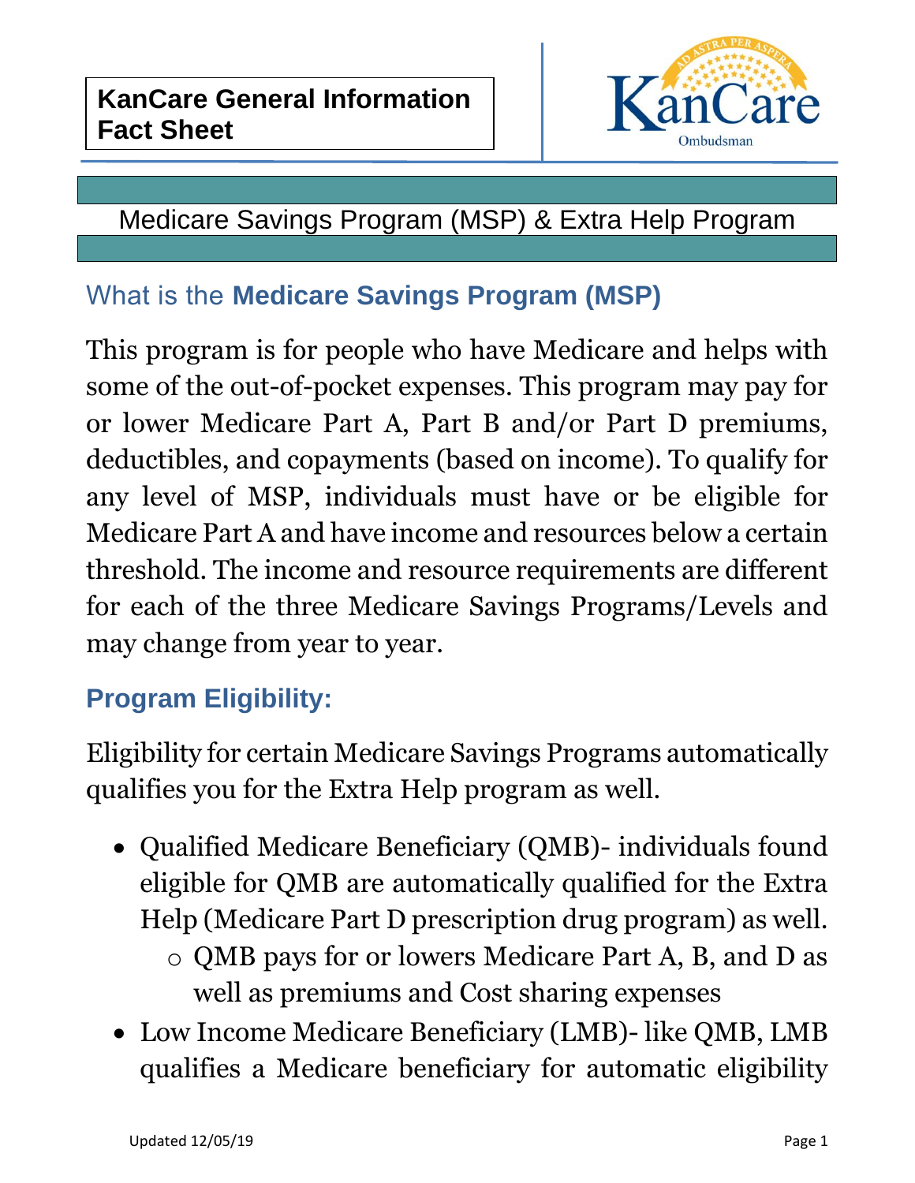# KanCare General Information Fact Sheet

KanCare Ombudsman

## Medicare Savings Program (MSP) & Extra Help Program

## What is the **Medicare Savings Program (MSP)**

This program is for people who have Medicare and helps with some of the out-of-pocket expenses. This program may pay for or lower Medicare Part A, Part B and/or Part D premiums, deductibles, and copayments (based on income). To qualify for any level of MSP, individuals must have or be eligible for Medicare Part A and have income and resources below a certain threshold. The income and resource requirements are different for each of the three Medicare Savings Programs/Levels and may change from year to year.

## **Program Eligibility:**

Eligibility for certain Medicare Savings Programs automatically qualifies you for the Extra Help program as well.

- Qualified Medicare Beneficiary (QMB)- individuals found eligible for QMB are automatically qualified for the Extra Help (Medicare Part D prescription drug program) as well.
    - QMB pays for or lowers Medicare Part A, B, and D as well as premiums and Cost sharing expenses
- Low Income Medicare Beneficiary (LMB)- like QMB, LMB qualifies a Medicare beneficiary for automatic eligibility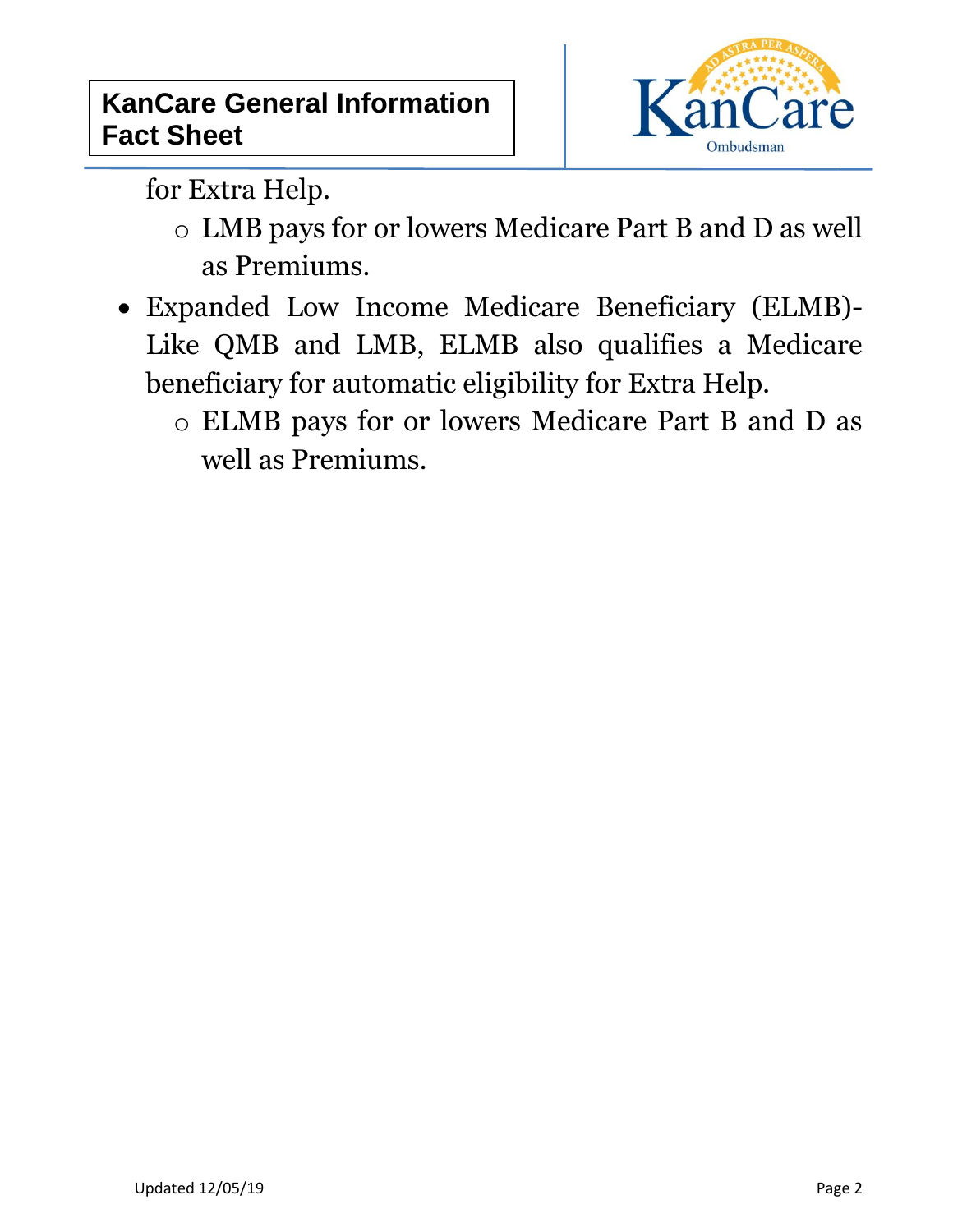for Extra Help.

   - LMB pays for or lowers Medicare Part B and D as well as Premiums.

- Expanded Low Income Medicare Beneficiary (ELMB)- Like QMB and LMB, ELMB also qualifies a Medicare beneficiary for automatic eligibility for Extra Help.
   - ELMB pays for or lowers Medicare Part B and D as well as Premiums.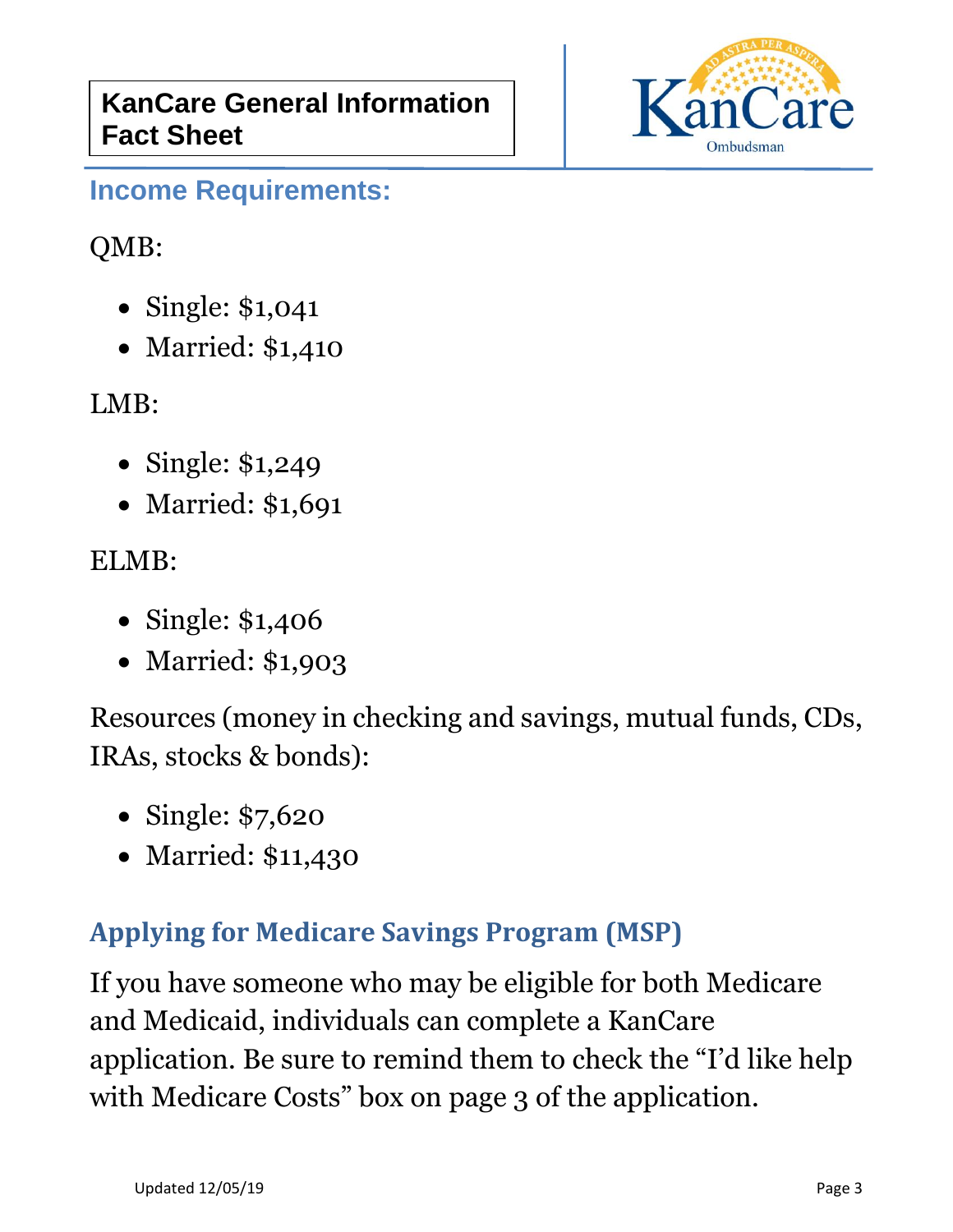## Income Requirements:

QMB:

- Single: $1,041
- Married: $1,410

LMB:

- Single: $1,249
- Married: $1,691

ELMB:

- Single: $1,406
- Married: $1,903

Resources (money in checking and savings, mutual funds, CDs, IRAs, stocks & bonds):

- Single: $7,620
- Married: $11,430

## Applying for Medicare Savings Program (MSP)

If you have someone who may be eligible for both Medicare and Medicaid, individuals can complete a KanCare application. Be sure to remind them to check the "I'd like help with Medicare Costs" box on page 3 of the application.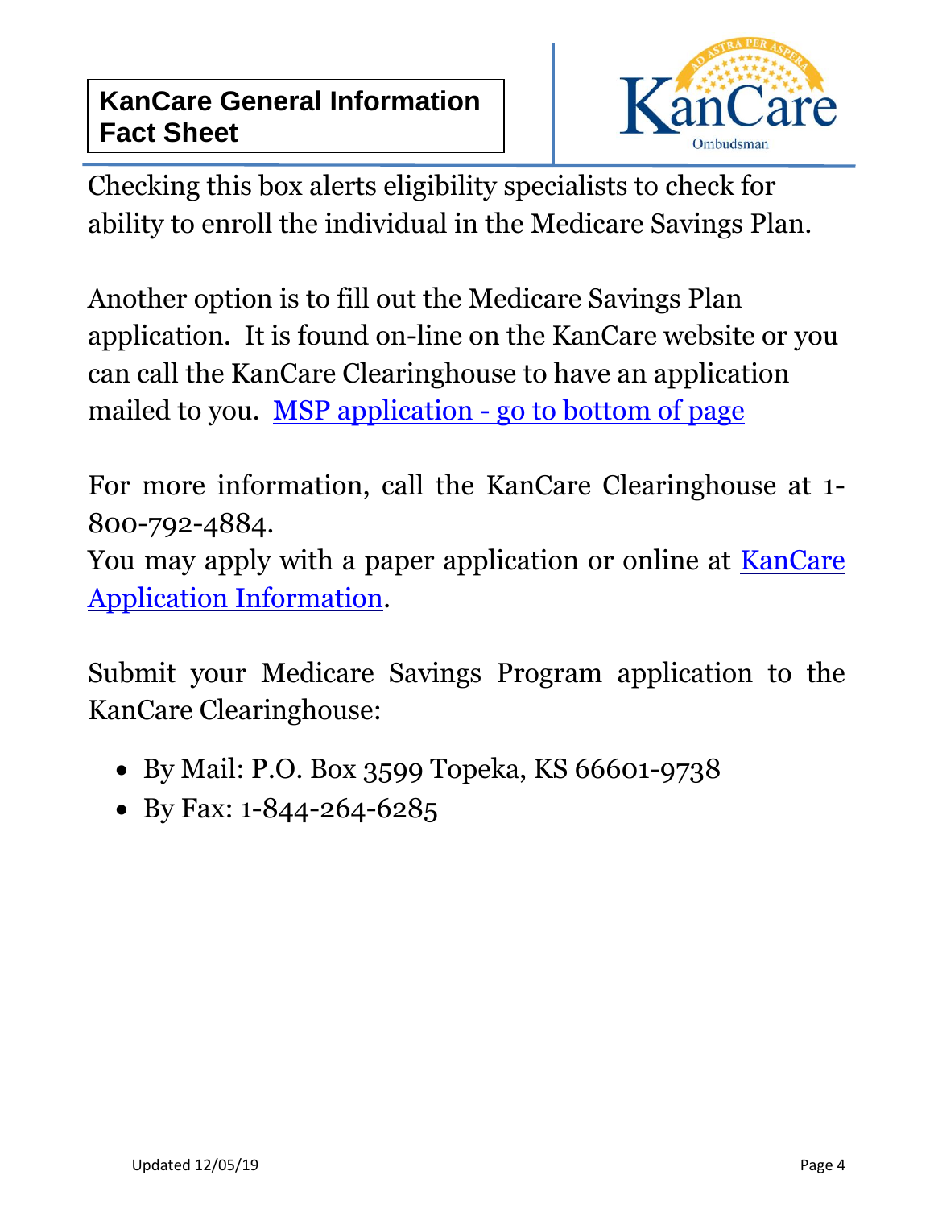Checking this box alerts eligibility specialists to check for ability to enroll the individual in the Medicare Savings Plan.

Another option is to fill out the Medicare Savings Plan application. It is found on-line on the KanCare website or you can call the KanCare Clearinghouse to have an application mailed to you. MSP application - go to bottom of page

For more information, call the KanCare Clearinghouse at 1-800-792-4884.
You may apply with a paper application or online at KanCare Application Information.

Submit your Medicare Savings Program application to the KanCare Clearinghouse:

- By Mail: P.O. Box 3599 Topeka, KS 66601-9738
- By Fax: 1-844-264-6285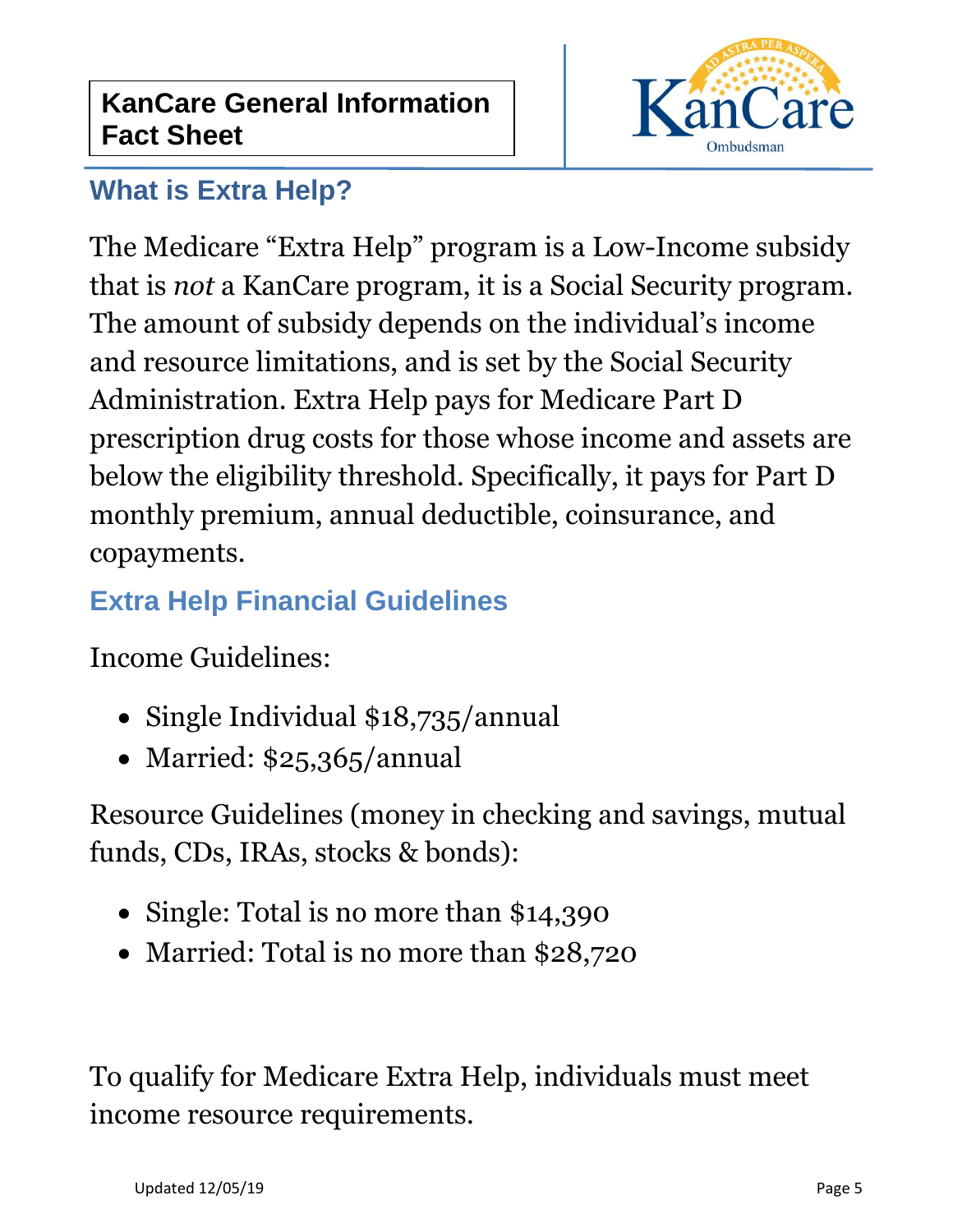**KanCare General Information Fact Sheet**

KanCare Ombudsman

## What is Extra Help?

The Medicare "Extra Help" program is a Low-Income subsidy that is *not* a KanCare program, it is a Social Security program. The amount of subsidy depends on the individual's income and resource limitations, and is set by the Social Security Administration. Extra Help pays for Medicare Part D prescription drug costs for those whose income and assets are below the eligibility threshold. Specifically, it pays for Part D monthly premium, annual deductible, coinsurance, and copayments.

## Extra Help Financial Guidelines

Income Guidelines:

- Single Individual $18,735/annual
- Married: $25,365/annual

Resource Guidelines (money in checking and savings, mutual funds, CDs, IRAs, stocks & bonds):

- Single: Total is no more than $14,390
- Married: Total is no more than $28,720

To qualify for Medicare Extra Help, individuals must meet income resource requirements.

Updated 12/05/19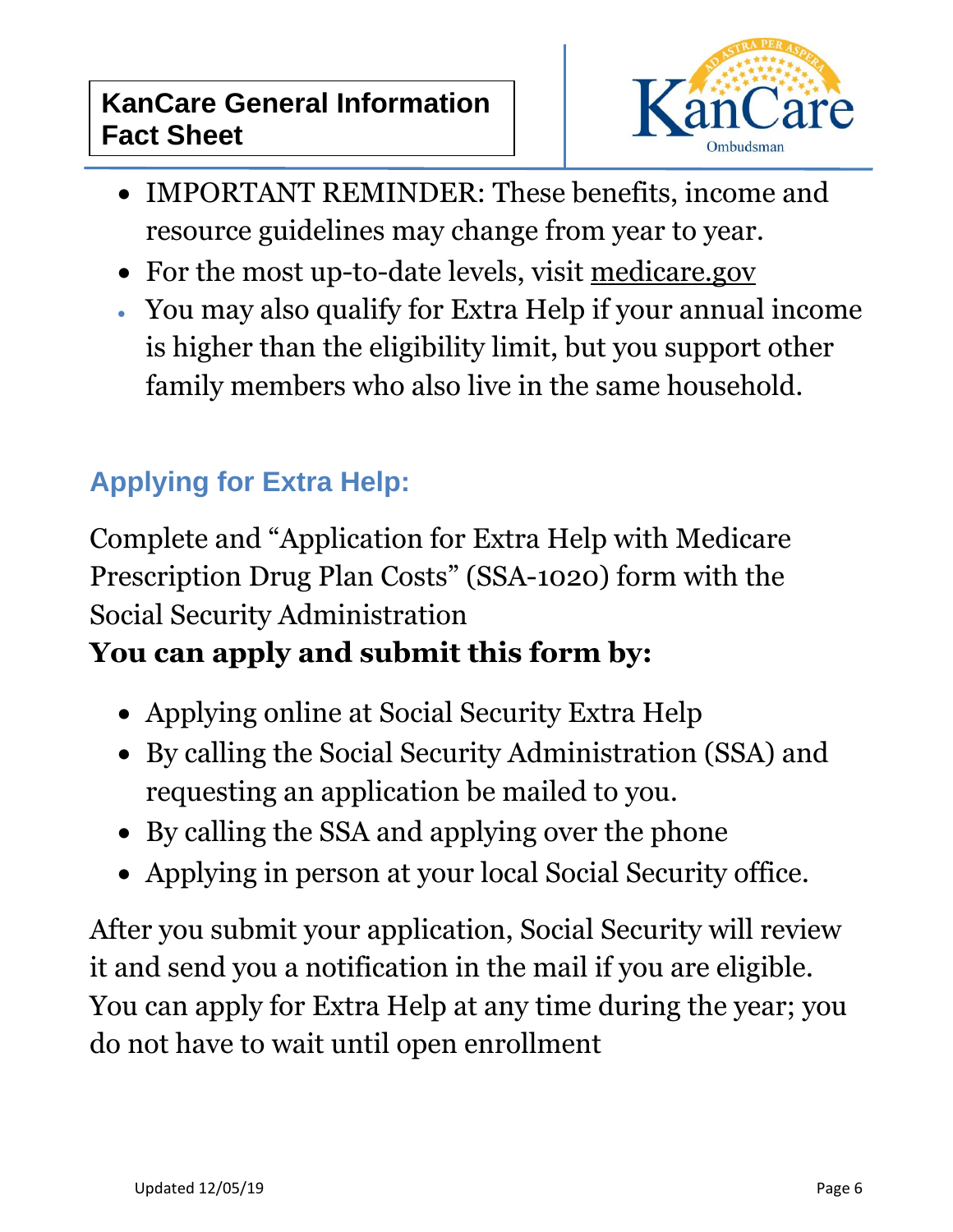- IMPORTANT REMINDER: These benefits, income and resource guidelines may change from year to year.
- For the most up-to-date levels, visit medicare.gov
- You may also qualify for Extra Help if your annual income is higher than the eligibility limit, but you support other family members who also live in the same household.

## Applying for Extra Help:

Complete and "Application for Extra Help with Medicare Prescription Drug Plan Costs" (SSA-1020) form with the Social Security Administration

**You can apply and submit this form by:**

- Applying online at Social Security Extra Help
- By calling the Social Security Administration (SSA) and requesting an application be mailed to you.
- By calling the SSA and applying over the phone
- Applying in person at your local Social Security office.

After you submit your application, Social Security will review it and send you a notification in the mail if you are eligible. You can apply for Extra Help at any time during the year; you do not have to wait until open enrollment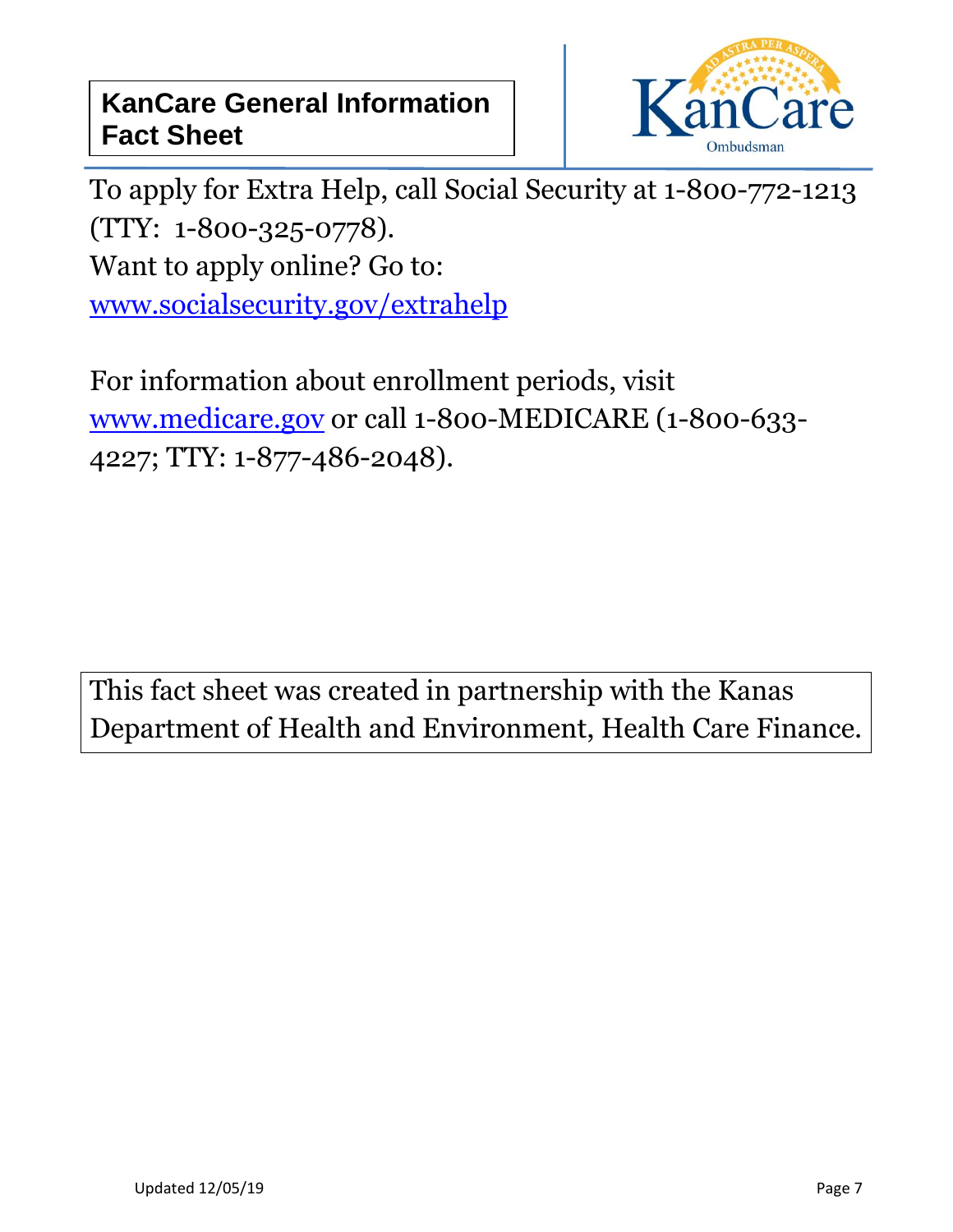To apply for Extra Help, call Social Security at 1-800-772-1213 (TTY: 1-800-325-0778).
Want to apply online? Go to:
[www.socialsecurity.gov/extrahelp](http://www.socialsecurity.gov/extrahelp)

For information about enrollment periods, visit [www.medicare.gov](http://www.medicare.gov) or call 1-800-MEDICARE (1-800-633-4227; TTY: 1-877-486-2048).

This fact sheet was created in partnership with the Kanas Department of Health and Environment, Health Care Finance.